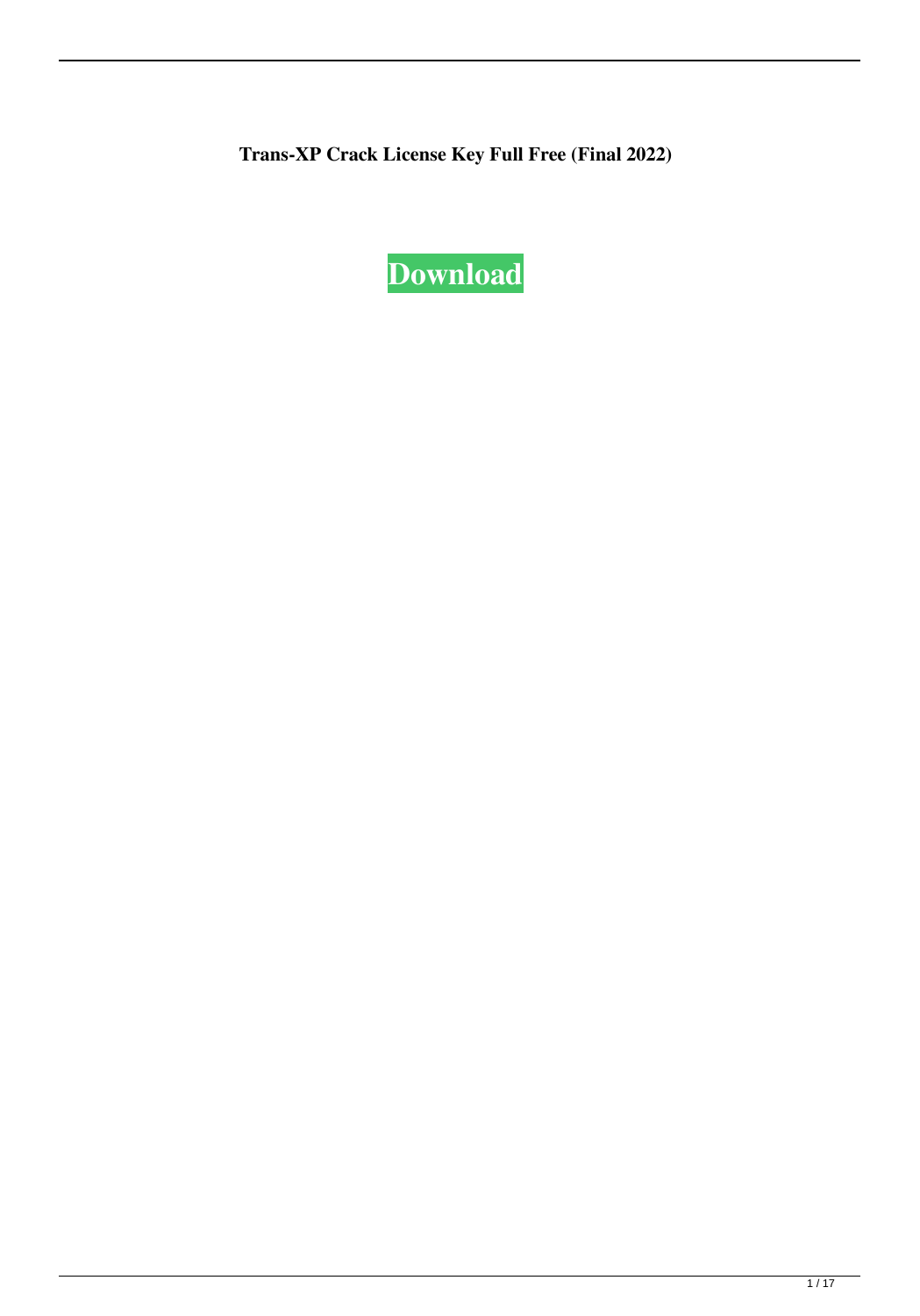**Trans-XP Crack License Key Full Free (Final 2022)**

**Download**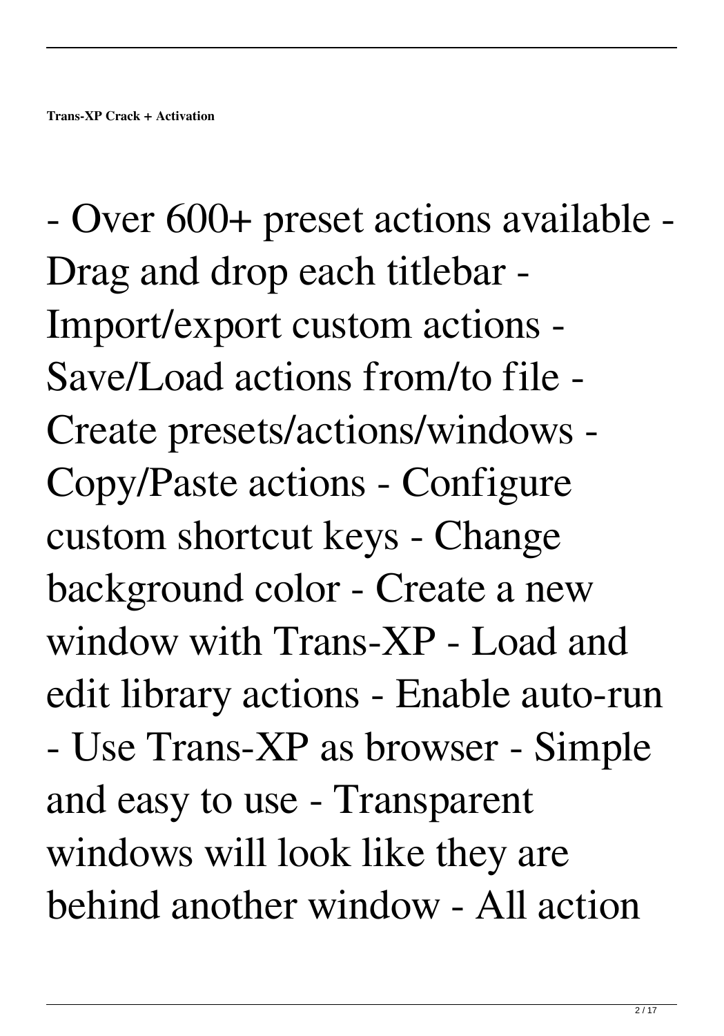- Over 600+ preset actions available - Drag and drop each titlebar - Import/export custom actions - Save/Load actions from/to file - Create presets/actions/windows - Copy/Paste actions - Configure custom shortcut keys - Change background color - Create a new window with Trans-XP - Load and edit library actions - Enable auto-run - Use Trans-XP as browser - Simple and easy to use - Transparent windows will look like they are behind another window - All action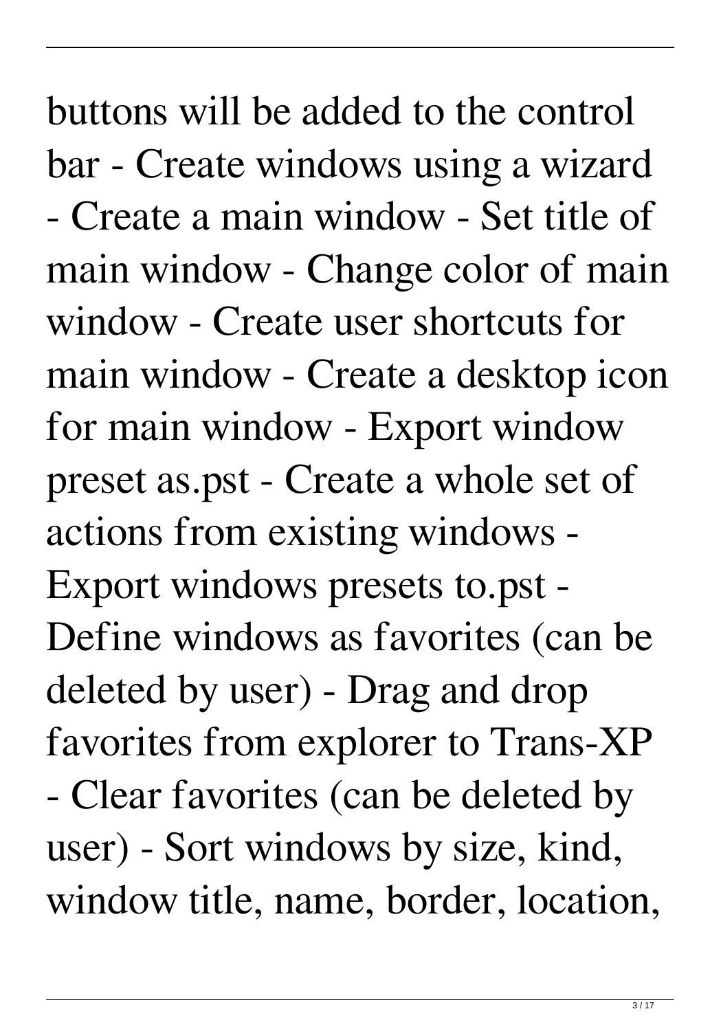buttons will be added to the control bar - Create windows using a wizard - Create a main window - Set title of main window - Change color of main window - Create user shortcuts for main window - Create a desktop icon for main window - Export window preset as.pst - Create a whole set of actions from existing windows - Export windows presets to.pst - Define windows as favorites (can be deleted by user) - Drag and drop favorites from explorer to Trans-XP - Clear favorites (can be deleted by user) - Sort windows by size, kind, window title, name, border, location,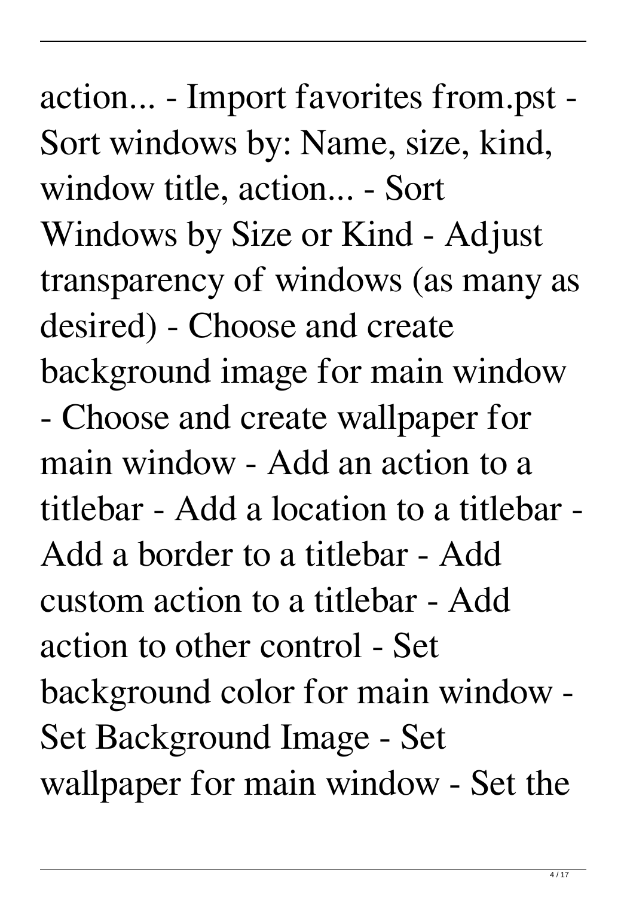action... - Import favorites from.pst - Sort windows by: Name, size, kind, window title, action... - Sort Windows by Size or Kind - Adjust transparency of windows (as many as desired) - Choose and create background image for main window - Choose and create wallpaper for main window - Add an action to a titlebar - Add a location to a titlebar - Add a border to a titlebar - Add custom action to a titlebar - Add action to other control - Set background color for main window - Set Background Image - Set wallpaper for main window - Set the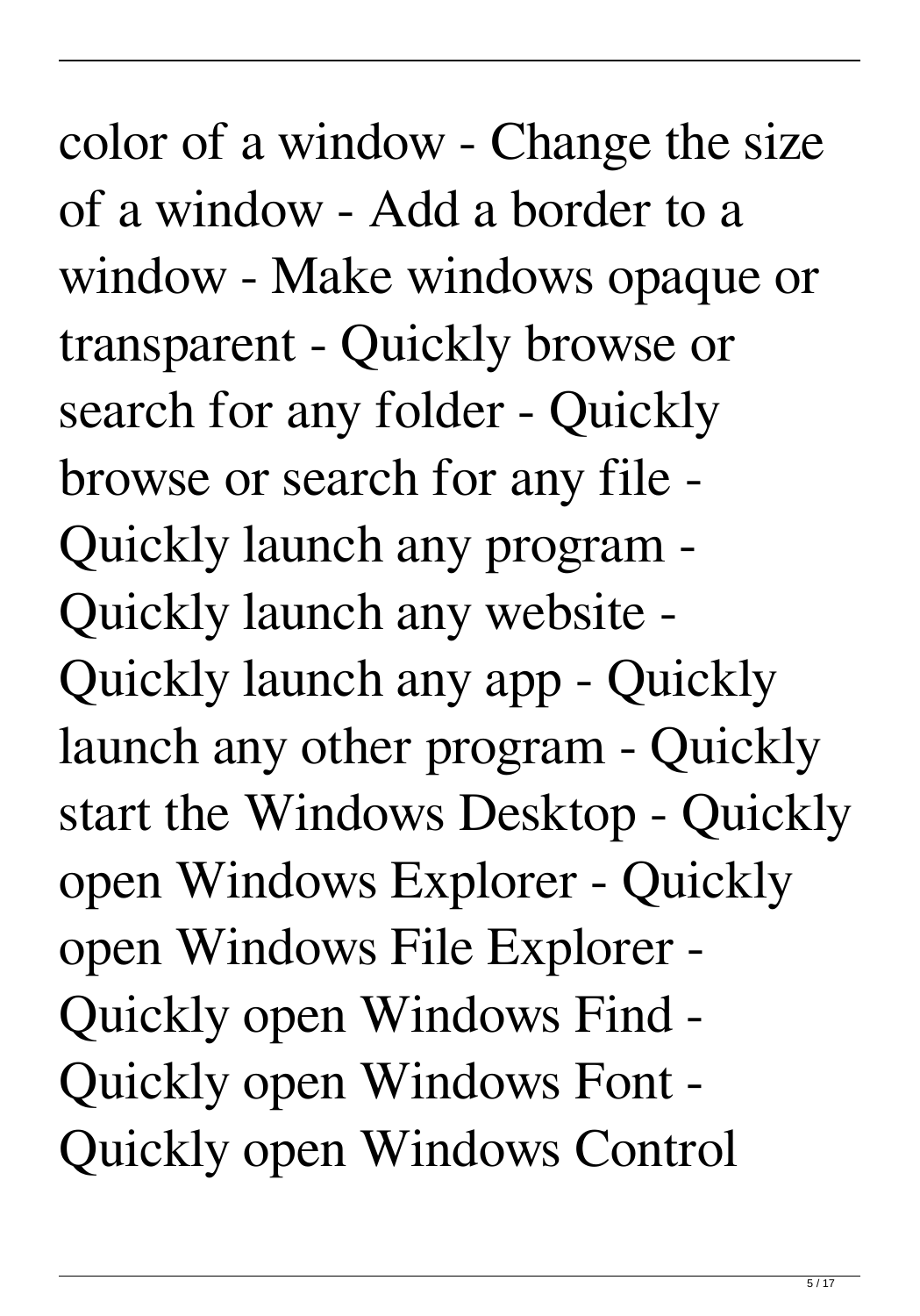color of a window - Change the size of a window - Add a border to a window - Make windows opaque or transparent - Quickly browse or search for any folder - Quickly browse or search for any file - Quickly launch any program - Quickly launch any website - Quickly launch any app - Quickly launch any other program - Quickly start the Windows Desktop - Quickly open Windows Explorer - Quickly open Windows File Explorer - Quickly open Windows Find - Quickly open Windows Font - Quickly open Windows Control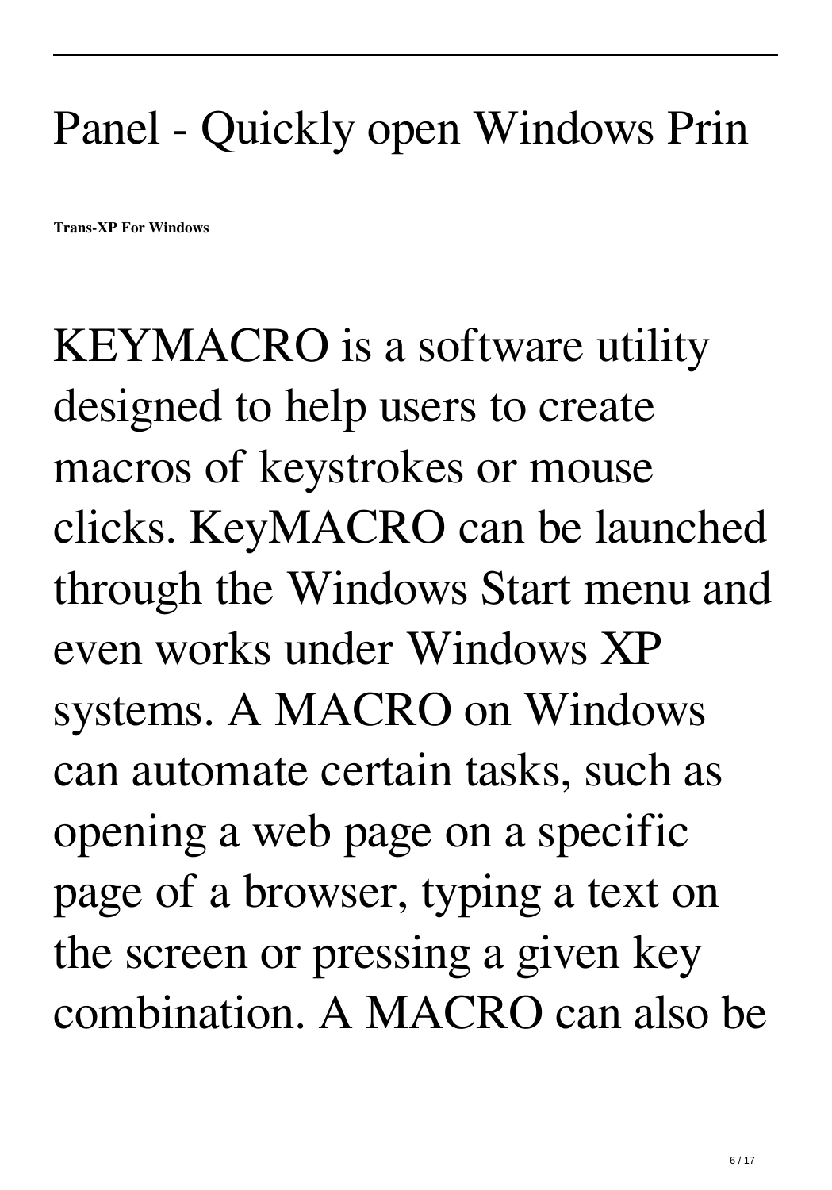# Panel - Quickly open Windows Prin

**Trans-XP For Windows**

KEYMACRO is a software utility designed to help users to create macros of keystrokes or mouse clicks. KeyMACRO can be launched through the Windows Start menu and even works under Windows XP systems. A MACRO on Windows can automate certain tasks, such as opening a web page on a specific page of a browser, typing a text on the screen or pressing a given key combination. A MACRO can also be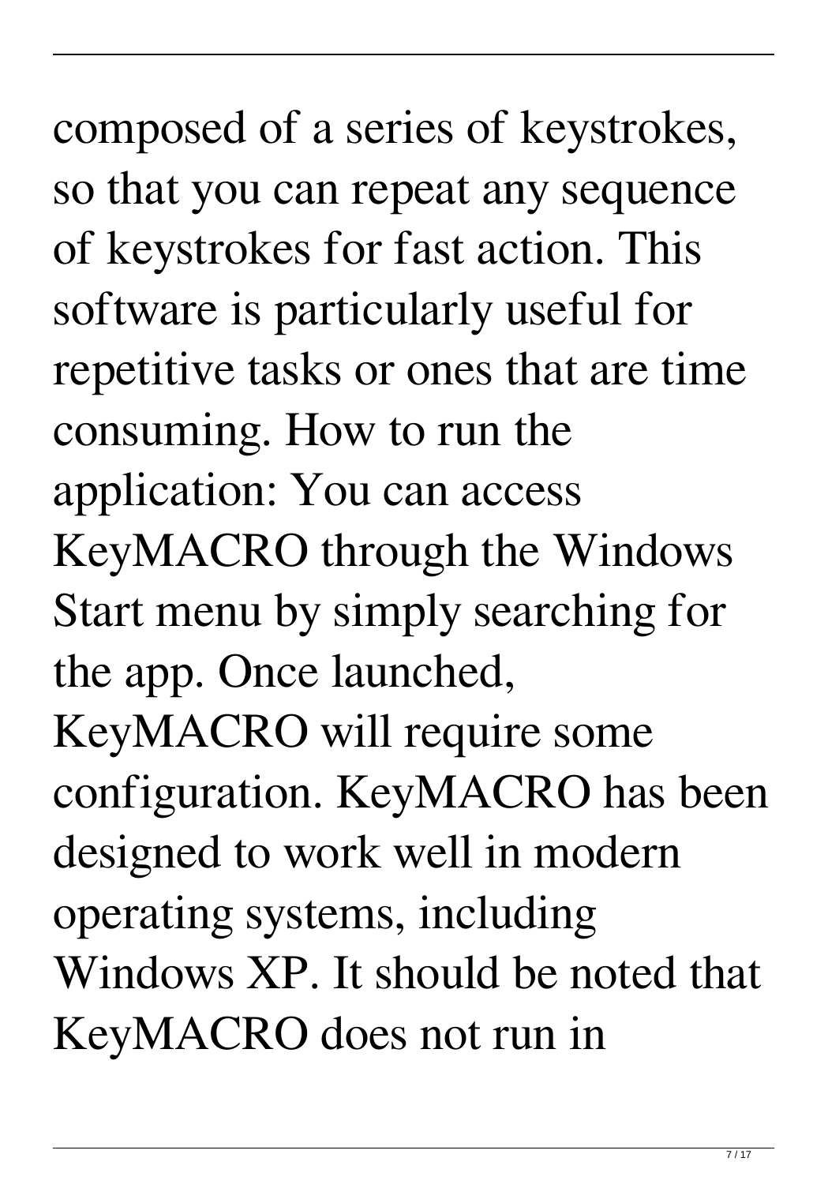composed of a series of keystrokes, so that you can repeat any sequence of keystrokes for fast action. This software is particularly useful for repetitive tasks or ones that are time consuming. How to run the application: You can access KeyMACRO through the Windows Start menu by simply searching for the app. Once launched, KeyMACRO will require some configuration. KeyMACRO has been designed to work well in modern operating systems, including Windows XP. It should be noted that KeyMACRO does not run in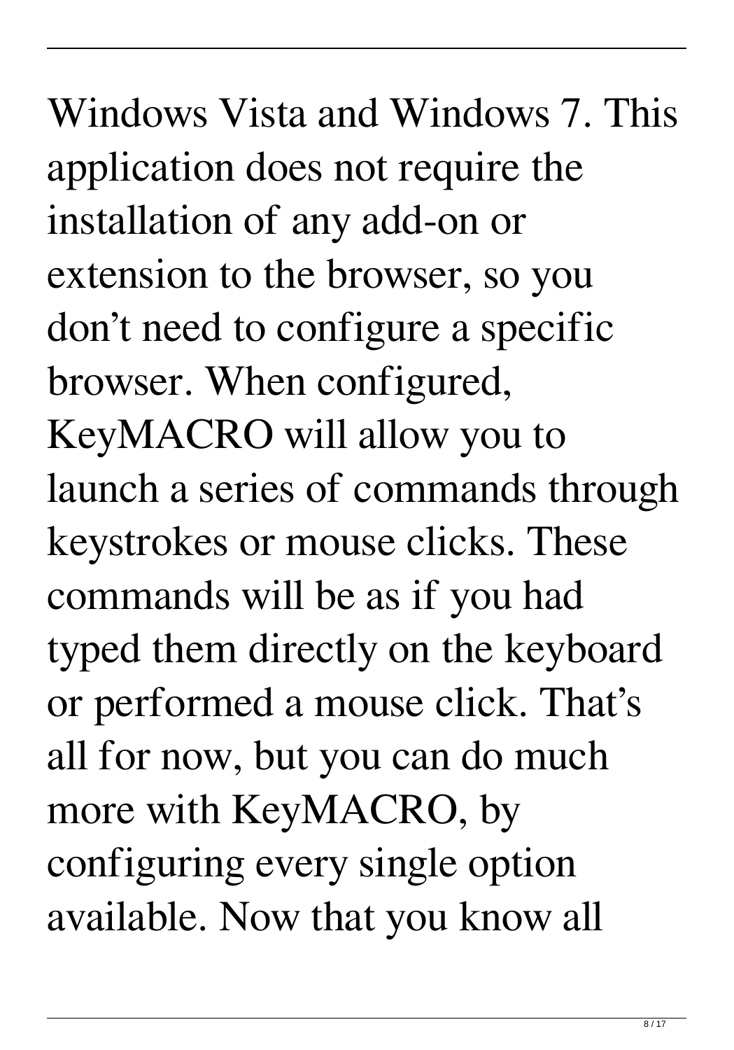Windows Vista and Windows 7. This application does not require the installation of any add-on or extension to the browser, so you don't need to configure a specific browser. When configured, KeyMACRO will allow you to launch a series of commands through keystrokes or mouse clicks. These commands will be as if you had typed them directly on the keyboard or performed a mouse click. That's all for now, but you can do much more with KeyMACRO, by configuring every single option available. Now that you know all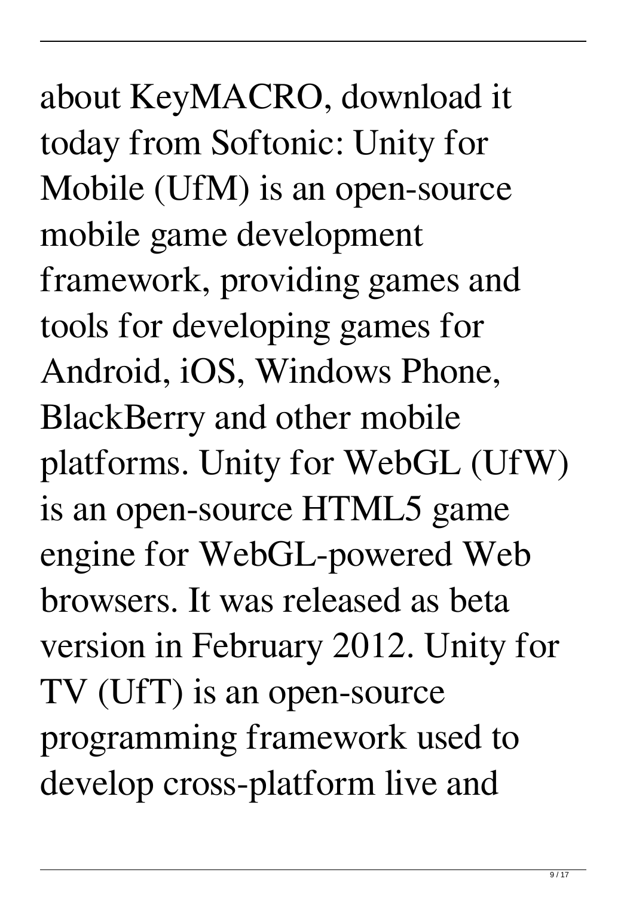about KeyMACRO, download it today from Softonic: Unity for Mobile (UfM) is an open-source mobile game development framework, providing games and tools for developing games for Android, iOS, Windows Phone, BlackBerry and other mobile platforms. Unity for WebGL (UfW) is an open-source HTML5 game engine for WebGL-powered Web browsers. It was released as beta version in February 2012. Unity for TV (UfT) is an open-source programming framework used to develop cross-platform live and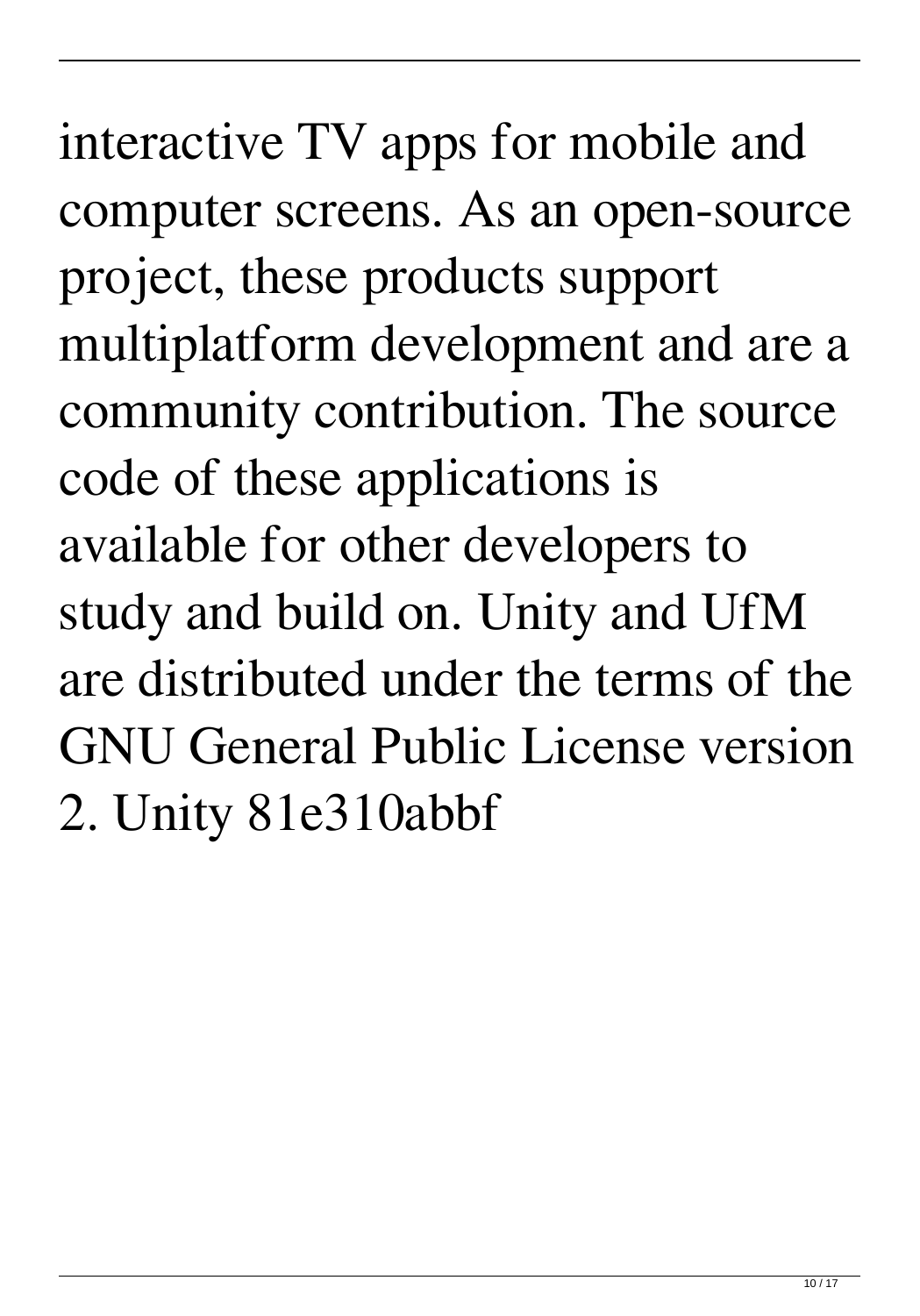interactive TV apps for mobile and computer screens. As an open-source project, these products support multiplatform development and are a community contribution. The source code of these applications is available for other developers to study and build on. Unity and UfM are distributed under the terms of the GNU General Public License version 2. Unity 81e310abbf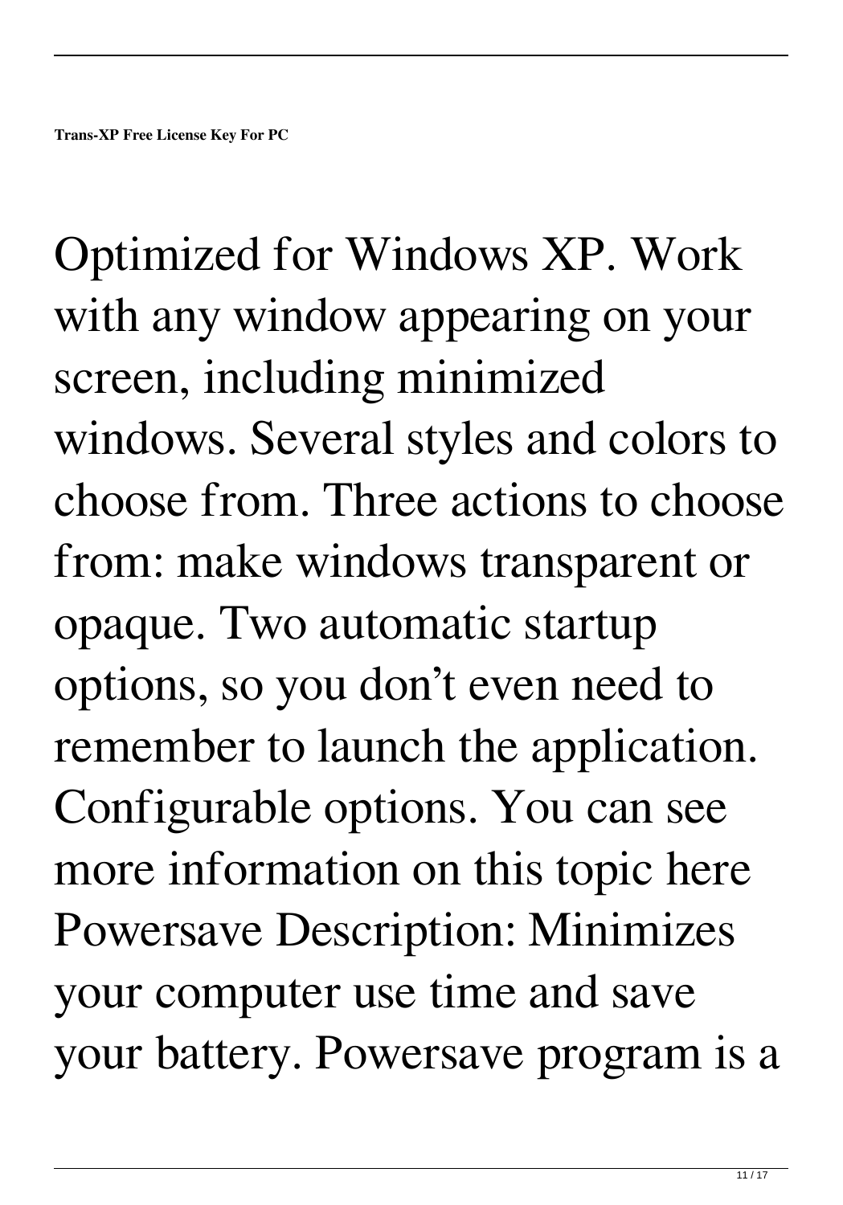Optimized for Windows XP. Work with any window appearing on your screen, including minimized windows. Several styles and colors to choose from. Three actions to choose from: make windows transparent or opaque. Two automatic startup options, so you don’t even need to remember to launch the application. Configurable options. You can see more information on this topic here Powersave Description: Minimizes your computer use time and save your battery. Powersave program is a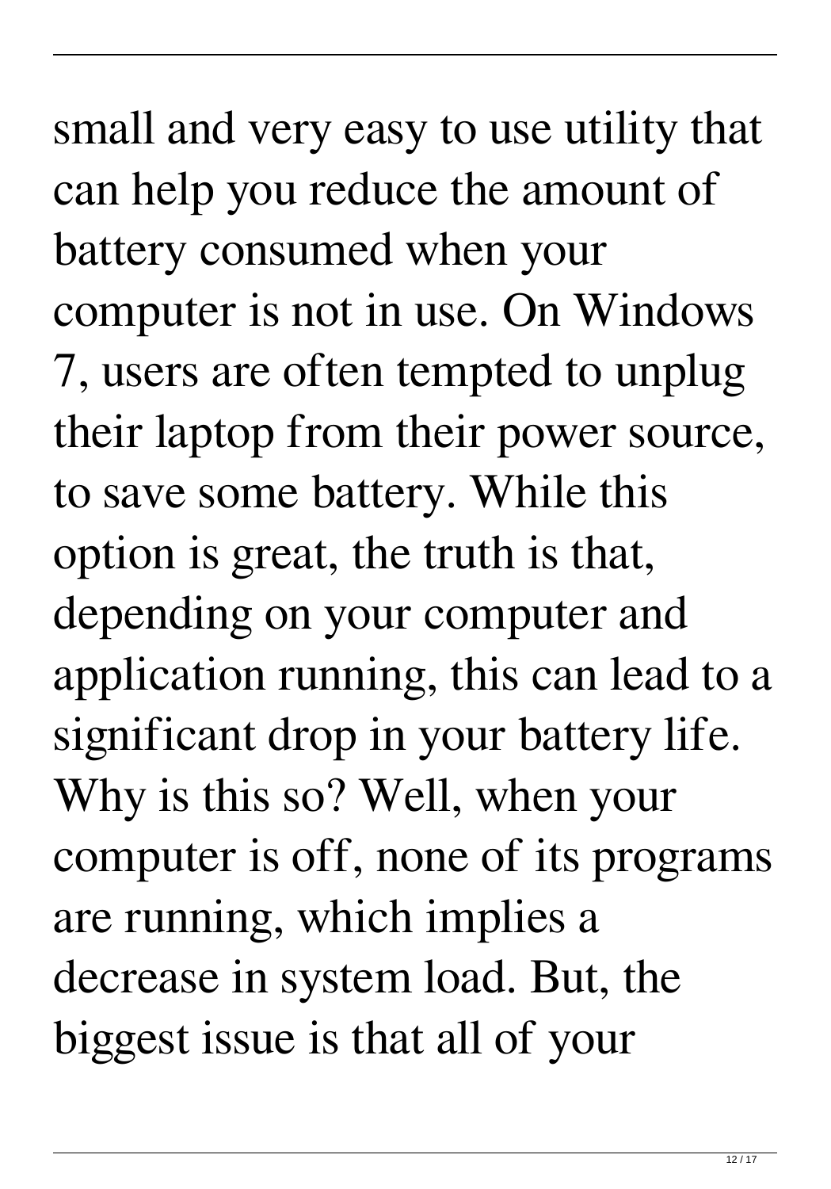small and very easy to use utility that can help you reduce the amount of battery consumed when your computer is not in use. On Windows 7, users are often tempted to unplug their laptop from their power source, to save some battery. While this option is great, the truth is that, depending on your computer and application running, this can lead to a significant drop in your battery life. Why is this so? Well, when your computer is off, none of its programs are running, which implies a decrease in system load. But, the biggest issue is that all of your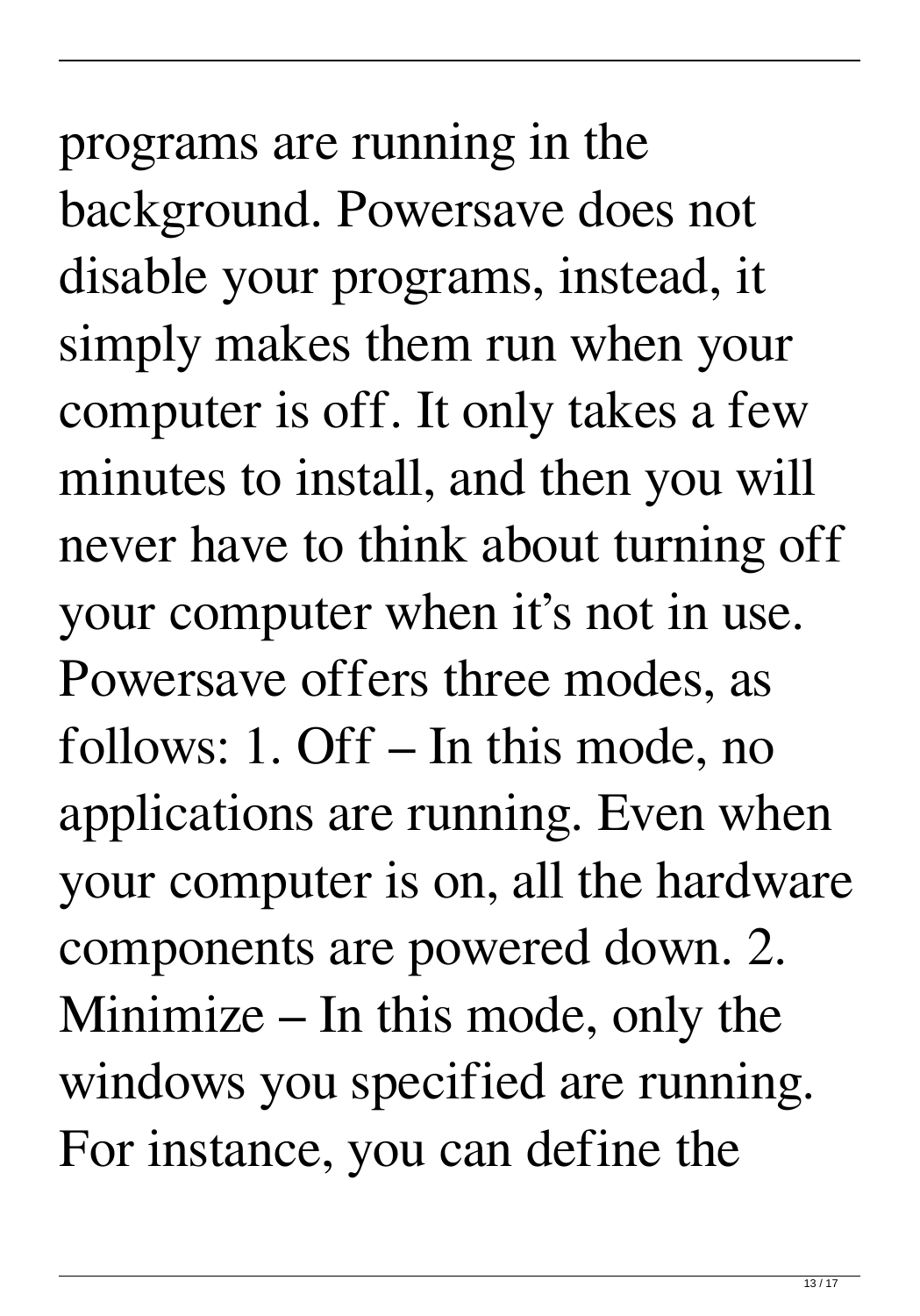programs are running in the background. Powersave does not disable your programs, instead, it simply makes them run when your computer is off. It only takes a few minutes to install, and then you will never have to think about turning off your computer when it's not in use. Powersave offers three modes, as follows: 1. Off – In this mode, no applications are running. Even when your computer is on, all the hardware components are powered down. 2. Minimize – In this mode, only the windows you specified are running. For instance, you can define the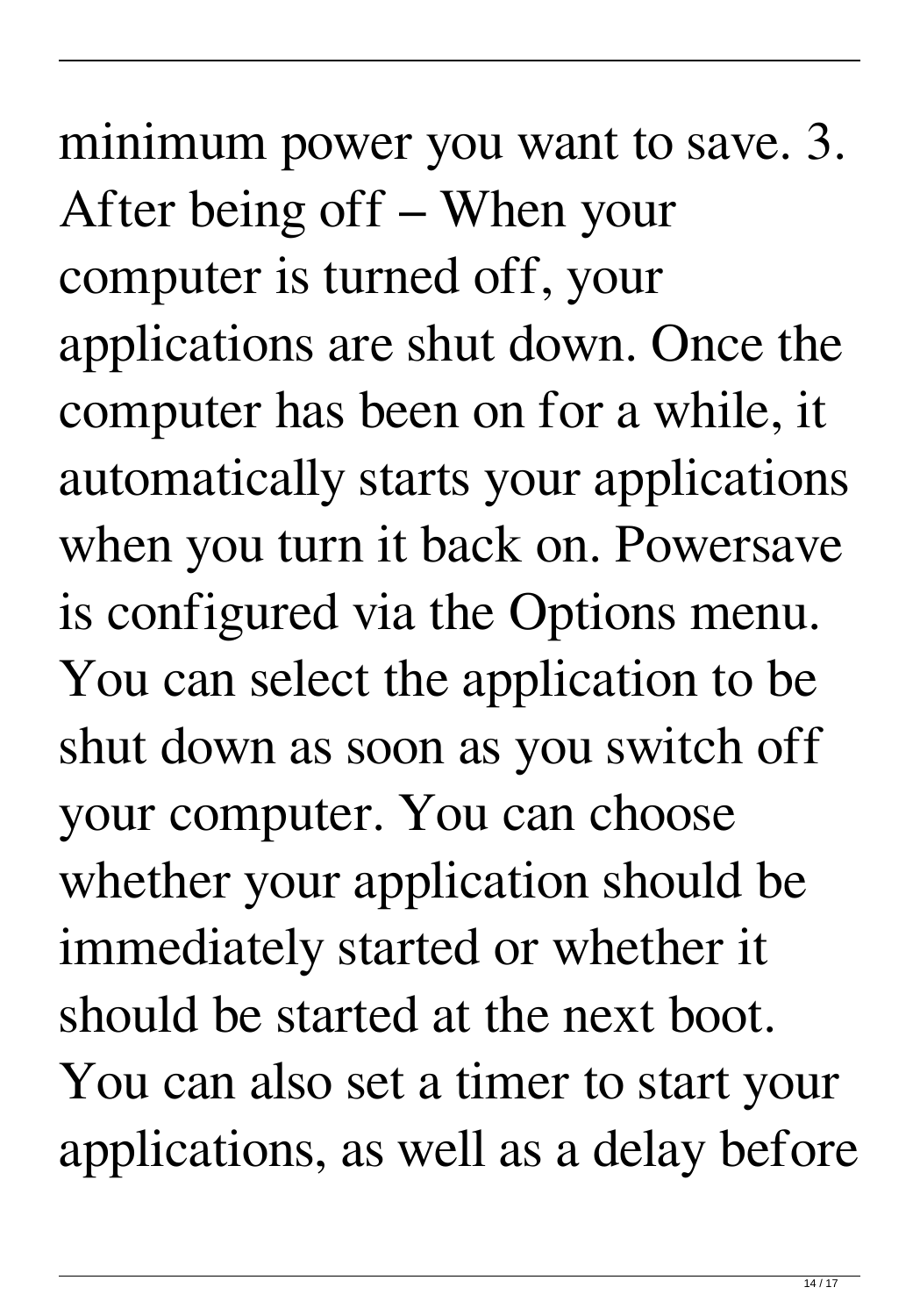minimum power you want to save. 3. After being off – When your computer is turned off, your applications are shut down. Once the computer has been on for a while, it automatically starts your applications when you turn it back on. Powersave is configured via the Options menu. You can select the application to be shut down as soon as you switch off your computer. You can choose whether your application should be immediately started or whether it should be started at the next boot. You can also set a timer to start your applications, as well as a delay before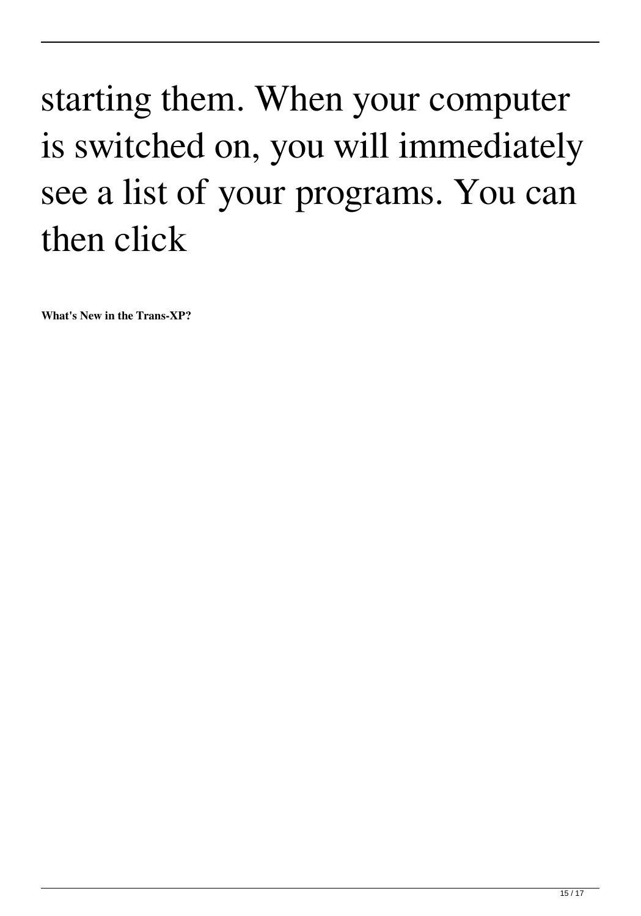starting them. When your computer is switched on, you will immediately see a list of your programs. You can then click

**What's New in the Trans-XP?**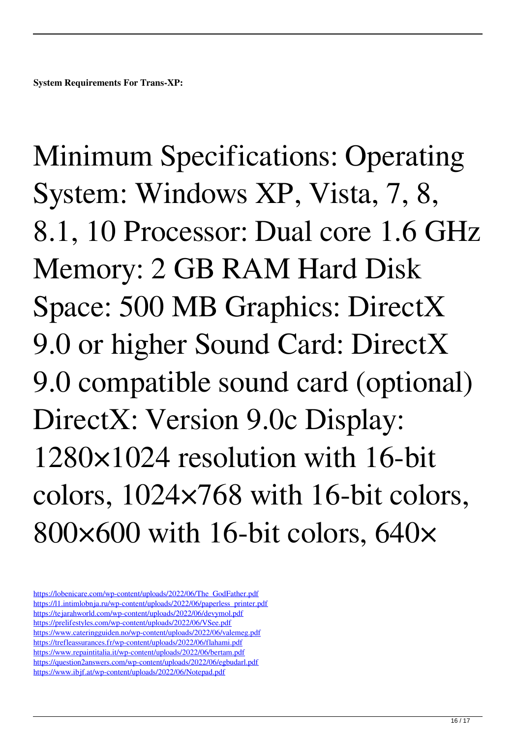**System Requirements For Trans-XP:**

Minimum Specifications: Operating System: Windows XP, Vista, 7, 8, 8.1, 10 Processor: Dual core 1.6 GHz Memory: 2 GB RAM Hard Disk Space: 500 MB Graphics: DirectX 9.0 or higher Sound Card: DirectX 9.0 compatible sound card (optional) DirectX: Version 9.0c Display: 1280×1024 resolution with 16-bit colors, 1024×768 with 16-bit colors, 800×600 with 16-bit colors, 640×

https://lobenicare.com/wp-content/uploads/2022/06/The_GodFather.pdf
https://l1.intimlobnja.ru/wp-content/uploads/2022/06/paperless_printer.pdf
https://tejarahworld.com/wp-content/uploads/2022/06/devymol.pdf
https://prelifestyles.com/wp-content/uploads/2022/06/VSee.pdf
https://www.cateringguiden.no/wp-content/uploads/2022/06/valemeg.pdf
https://trefleassurances.fr/wp-content/uploads/2022/06/flahami.pdf
https://www.repaintitalia.it/wp-content/uploads/2022/06/bertam.pdf
https://question2answers.com/wp-content/uploads/2022/06/egbudarl.pdf
https://www.ibjf.at/wp-content/uploads/2022/06/Notepad.pdf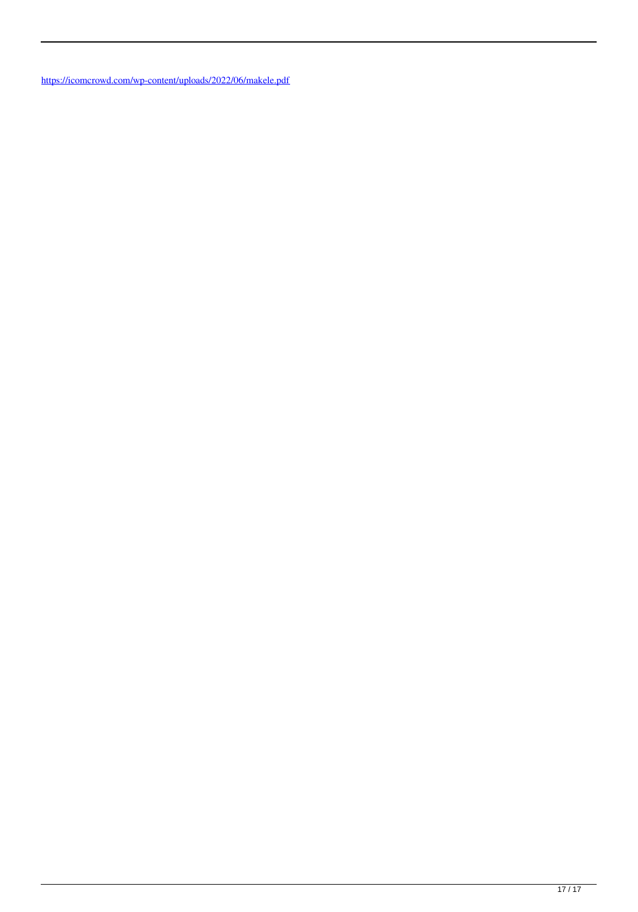https://icomcrowd.com/wp-content/uploads/2022/06/makele.pdf